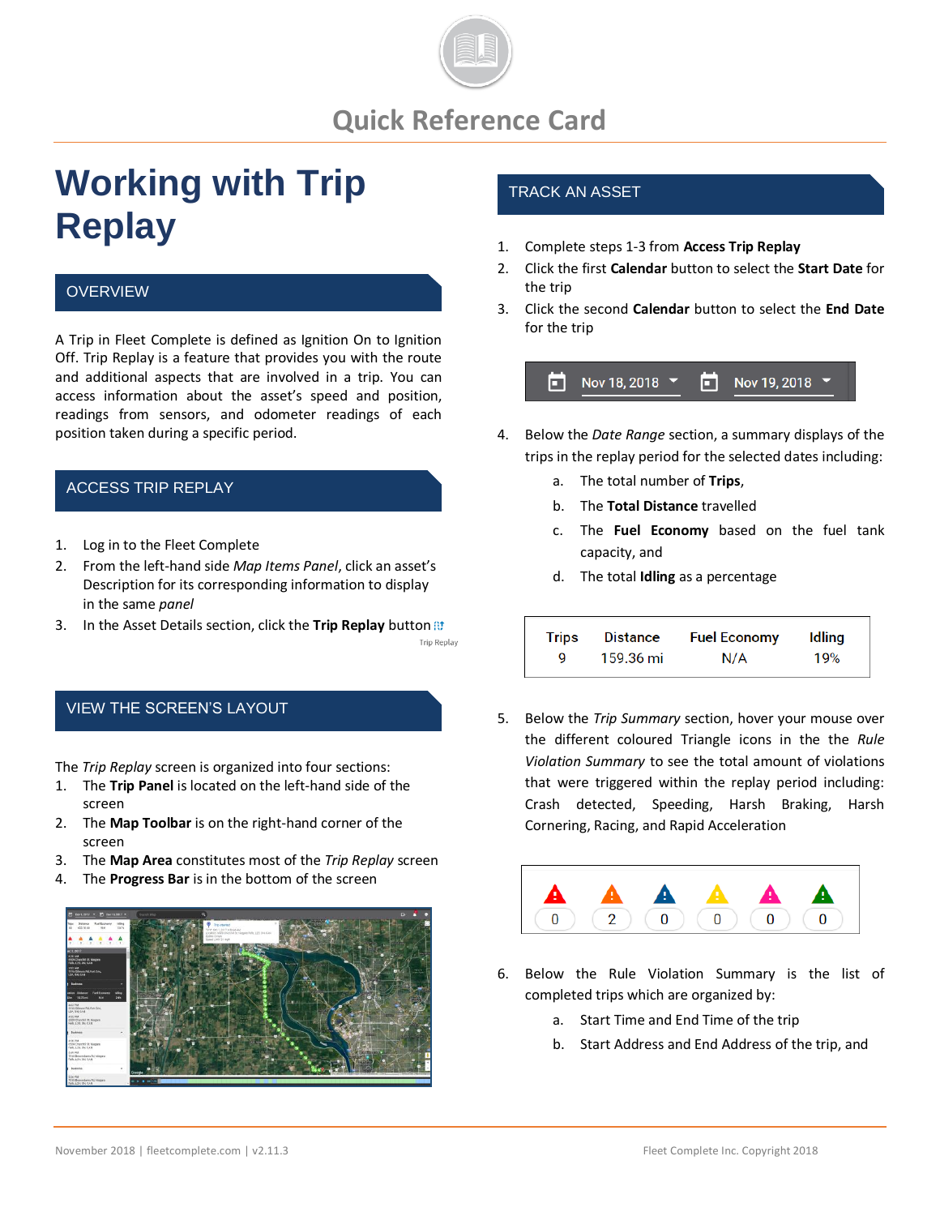# Quick Reference Card

# Working with Trip Replay

## OVERVIEW

A Trip in Fleet Complete is defined as Ignition On to Ignition Off. Trip Replay is a feature that provides you with the route and additional aspects that are involved in a trip. You can access information about the asset's speed and position, readings from sensors, and odometer readings of each position taken during a specific period.

## ACCESS TRIP REPLAY

1. Log in to the Fleet Complete
2. From the left-hand side *Map Items Panel*, click an asset's Description for its corresponding information to display in the same *panel*
3. In the Asset Details section, click the **Trip Replay** button

## VIEW THE SCREEN'S LAYOUT

The *Trip Replay* screen is organized into four sections:

1. The **Trip Panel** is located on the left-hand side of the screen
2. The **Map Toolbar** is on the right-hand corner of the screen
3. The **Map Area** constitutes most of the *Trip Replay* screen
4. The **Progress Bar** is in the bottom of the screen

## TRACK AN ASSET

1. Complete steps 1-3 from **Access Trip Replay**
2. Click the first **Calendar** button to select the **Start Date** for the trip
3. Click the second **Calendar** button to select the **End Date** for the trip

Nov 18, 2018 | Nov 19, 2018

4. Below the *Date Range* section, a summary displays of the trips in the replay period for the selected dates including:
   a. The total number of **Trips**,
   b. The **Total Distance** travelled
   c. The **Fuel Economy** based on the fuel tank capacity, and
   d. The total **Idling** as a percentage

| Trips | Distance | Fuel Economy | Idling |
|---|---|---|---|
| 9 | 159.36 mi | N/A | 19% |

5. Below the *Trip Summary* section, hover your mouse over the different coloured Triangle icons in the the *Rule Violation Summary* to see the total amount of violations that were triggered within the replay period including: Crash detected, Speeding, Harsh Braking, Harsh Cornering, Racing, and Rapid Acceleration

| 0 | 2 | 0 | 0 | 0 | 0 |
|---|---|---|---|---|---|

6. Below the Rule Violation Summary is the list of completed trips which are organized by:
   a. Start Time and End Time of the trip
   b. Start Address and End Address of the trip, and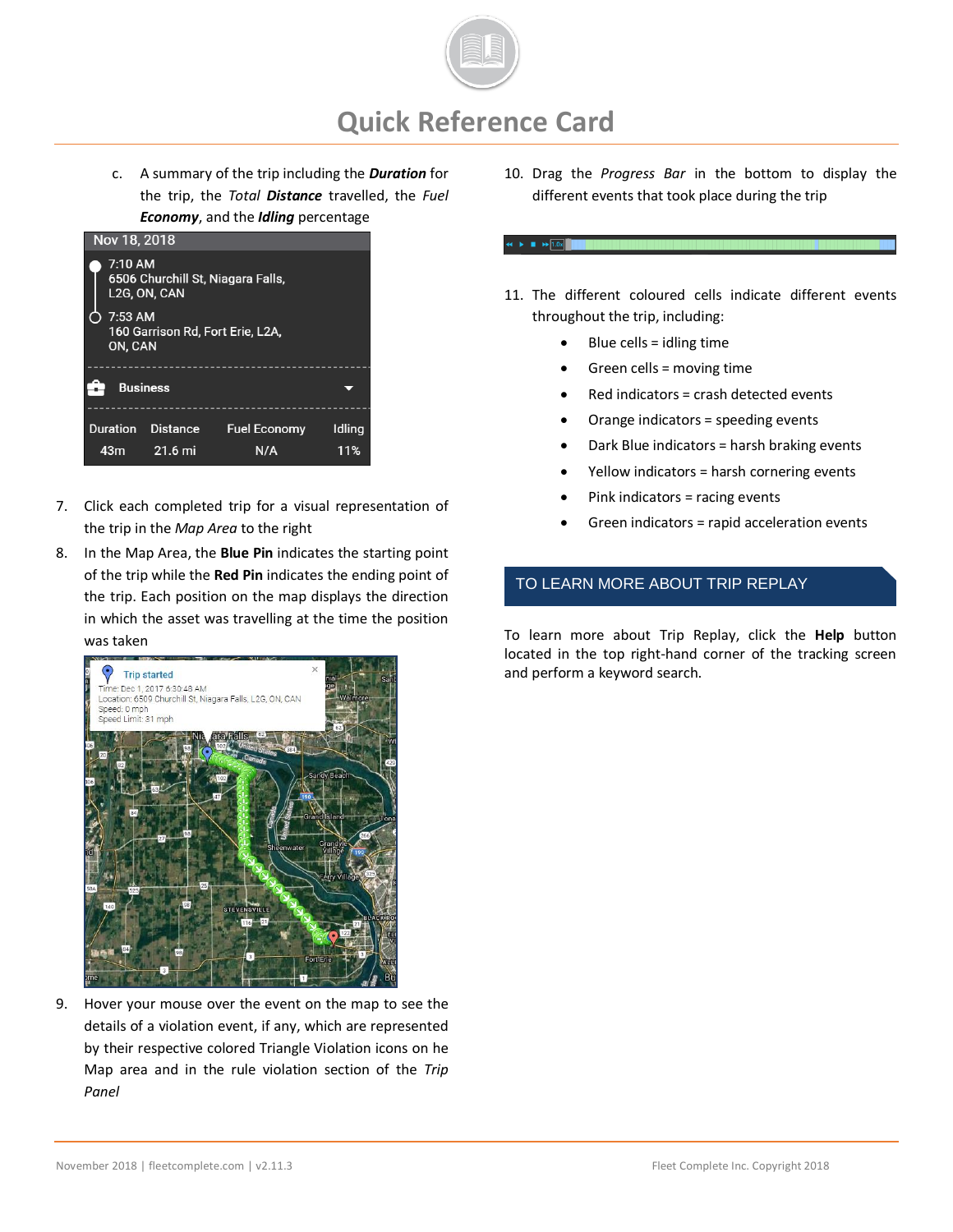c. A summary of the trip including the ***Duration*** for the trip, the *Total* ***Distance*** travelled, the *Fuel* ***Economy***, and the ***Idling*** percentage

Nov 18, 2018

7:10 AM
6506 Churchill St, Niagara Falls, L2G, ON, CAN

7:53 AM
160 Garrison Rd, Fort Erie, L2A, ON, CAN

Business

| Duration | Distance | Fuel Economy | Idling |
|---|---|---|---|
| 43m | 21.6 mi | N/A | 11% |

7. Click each completed trip for a visual representation of the trip in the *Map Area* to the right
8. In the Map Area, the **Blue Pin** indicates the starting point of the trip while the **Red Pin** indicates the ending point of the trip. Each position on the map displays the direction in which the asset was travelling at the time the position was taken

Trip started
Time: Dec 1, 2017 6:30:48 AM
Location: 6509 Churchill St, Niagara Falls, L2G, ON, CAN
Speed: 0 mph
Speed Limit: 31 mph

9. Hover your mouse over the event on the map to see the details of a violation event, if any, which are represented by their respective colored Triangle Violation icons on he Map area and in the rule violation section of the *Trip Panel*
10. Drag the *Progress Bar* in the bottom to display the different events that took place during the trip
11. The different coloured cells indicate different events throughout the trip, including:
    - Blue cells = idling time
    - Green cells = moving time
    - Red indicators = crash detected events
    - Orange indicators = speeding events
    - Dark Blue indicators = harsh braking events
    - Yellow indicators = harsh cornering events
    - Pink indicators = racing events
    - Green indicators = rapid acceleration events

## TO LEARN MORE ABOUT TRIP REPLAY

To learn more about Trip Replay, click the **Help** button located in the top right-hand corner of the tracking screen and perform a keyword search.